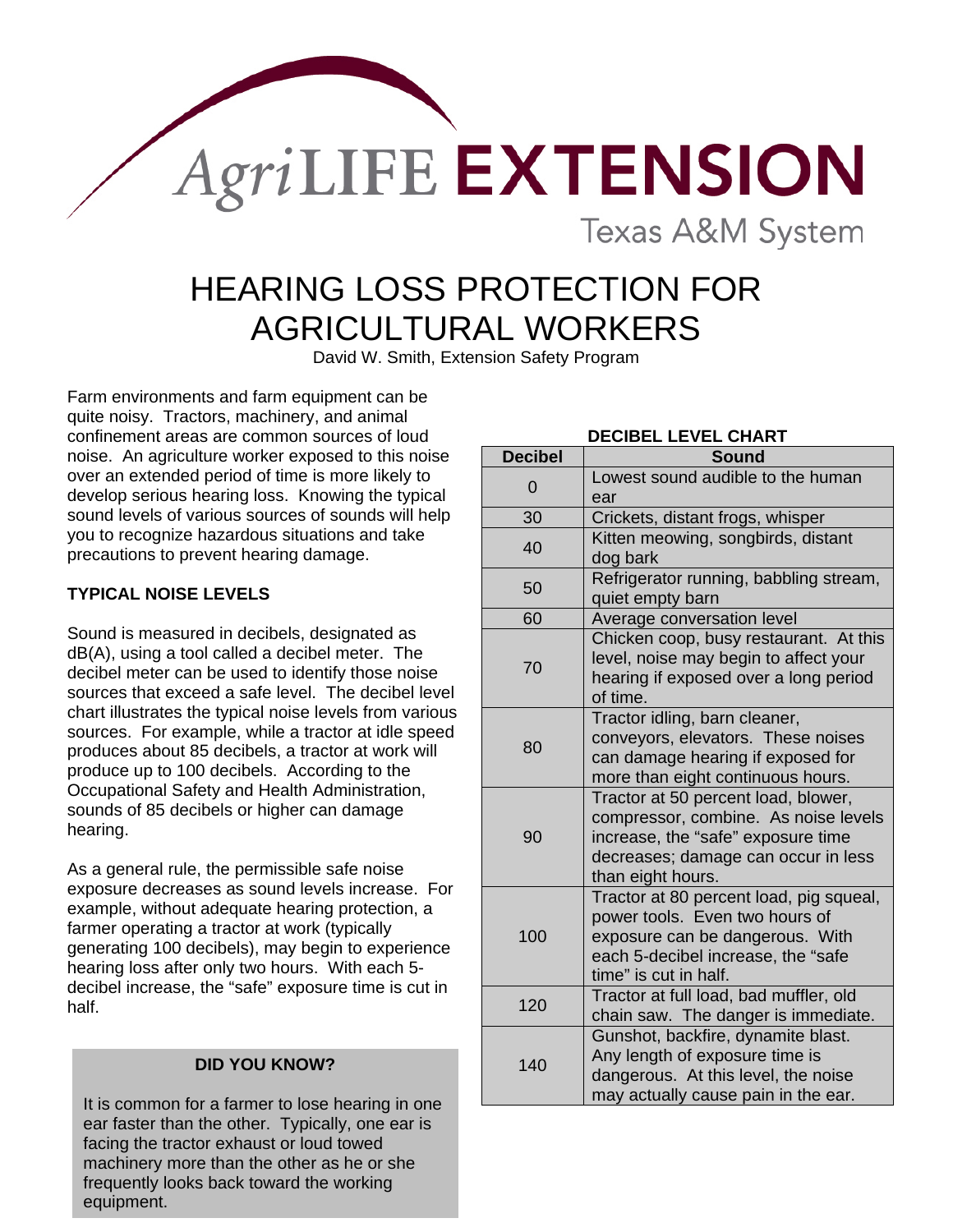AgriLIFE EXTENSION

Texas A&M System

# HEARING LOSS PROTECTION FOR AGRICULTURAL WORKERS

David W. Smith, Extension Safety Program

Farm environments and farm equipment can be quite noisy. Tractors, machinery, and animal confinement areas are common sources of loud noise. An agriculture worker exposed to this noise over an extended period of time is more likely to develop serious hearing loss. Knowing the typical sound levels of various sources of sounds will help you to recognize hazardous situations and take precautions to prevent hearing damage.

## TYPICAL NOISE LEVELS

Sound is measured in decibels, designated as dB(A), using a tool called a decibel meter. The decibel meter can be used to identify those noise sources that exceed a safe level. The decibel level chart illustrates the typical noise levels from various sources. For example, while a tractor at idle speed produces about 85 decibels, a tractor at work will produce up to 100 decibels. According to the Occupational Safety and Health Administration, sounds of 85 decibels or higher can damage hearing.

As a general rule, the permissible safe noise exposure decreases as sound levels increase. For example, without adequate hearing protection, a farmer operating a tractor at work (typically generating 100 decibels), may begin to experience hearing loss after only two hours. With each 5-decibel increase, the "safe" exposure time is cut in half.

**DID YOU KNOW?**

It is common for a farmer to lose hearing in one ear faster than the other. Typically, one ear is facing the tractor exhaust or loud towed machinery more than the other as he or she frequently looks back toward the working equipment.

**DECIBEL LEVEL CHART**

| Decibel | Sound |
|---|---|
| 0 | Lowest sound audible to the human ear |
| 30 | Crickets, distant frogs, whisper |
| 40 | Kitten meowing, songbirds, distant dog bark |
| 50 | Refrigerator running, babbling stream, quiet empty barn |
| 60 | Average conversation level |
| 70 | Chicken coop, busy restaurant. At this level, noise may begin to affect your hearing if exposed over a long period of time. |
| 80 | Tractor idling, barn cleaner, conveyors, elevators. These noises can damage hearing if exposed for more than eight continuous hours. |
| 90 | Tractor at 50 percent load, blower, compressor, combine. As noise levels increase, the "safe" exposure time decreases; damage can occur in less than eight hours. |
| 100 | Tractor at 80 percent load, pig squeal, power tools. Even two hours of exposure can be dangerous. With each 5-decibel increase, the "safe time" is cut in half. |
| 120 | Tractor at full load, bad muffler, old chain saw. The danger is immediate. |
| 140 | Gunshot, backfire, dynamite blast. Any length of exposure time is dangerous. At this level, the noise may actually cause pain in the ear. |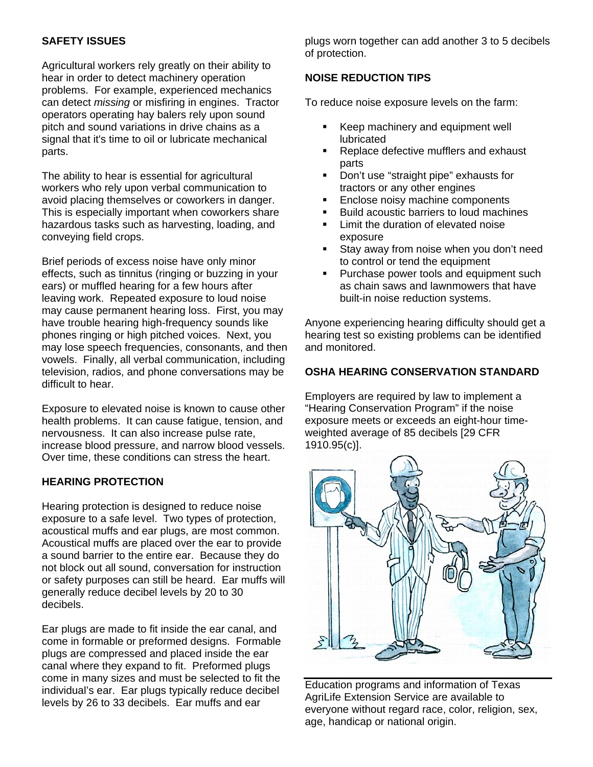## SAFETY ISSUES

Agricultural workers rely greatly on their ability to hear in order to detect machinery operation problems. For example, experienced mechanics can detect *missing* or misfiring in engines. Tractor operators operating hay balers rely upon sound pitch and sound variations in drive chains as a signal that it's time to oil or lubricate mechanical parts.

The ability to hear is essential for agricultural workers who rely upon verbal communication to avoid placing themselves or coworkers in danger. This is especially important when coworkers share hazardous tasks such as harvesting, loading, and conveying field crops.

Brief periods of excess noise have only minor effects, such as tinnitus (ringing or buzzing in your ears) or muffled hearing for a few hours after leaving work. Repeated exposure to loud noise may cause permanent hearing loss. First, you may have trouble hearing high-frequency sounds like phones ringing or high pitched voices. Next, you may lose speech frequencies, consonants, and then vowels. Finally, all verbal communication, including television, radios, and phone conversations may be difficult to hear.

Exposure to elevated noise is known to cause other health problems. It can cause fatigue, tension, and nervousness. It can also increase pulse rate, increase blood pressure, and narrow blood vessels. Over time, these conditions can stress the heart.

## HEARING PROTECTION

Hearing protection is designed to reduce noise exposure to a safe level. Two types of protection, acoustical muffs and ear plugs, are most common. Acoustical muffs are placed over the ear to provide a sound barrier to the entire ear. Because they do not block out all sound, conversation for instruction or safety purposes can still be heard. Ear muffs will generally reduce decibel levels by 20 to 30 decibels.

Ear plugs are made to fit inside the ear canal, and come in formable or preformed designs. Formable plugs are compressed and placed inside the ear canal where they expand to fit. Preformed plugs come in many sizes and must be selected to fit the individual's ear. Ear plugs typically reduce decibel levels by 26 to 33 decibels. Ear muffs and ear plugs worn together can add another 3 to 5 decibels of protection.

## NOISE REDUCTION TIPS

To reduce noise exposure levels on the farm:

- Keep machinery and equipment well lubricated
- Replace defective mufflers and exhaust parts
- Don't use "straight pipe" exhausts for tractors or any other engines
- Enclose noisy machine components
- Build acoustic barriers to loud machines
- Limit the duration of elevated noise exposure
- Stay away from noise when you don't need to control or tend the equipment
- Purchase power tools and equipment such as chain saws and lawnmowers that have built-in noise reduction systems.

Anyone experiencing hearing difficulty should get a hearing test so existing problems can be identified and monitored.

## OSHA HEARING CONSERVATION STANDARD

Employers are required by law to implement a "Hearing Conservation Program" if the noise exposure meets or exceeds an eight-hour time-weighted average of 85 decibels [29 CFR 1910.95(c)].

Education programs and information of Texas AgriLife Extension Service are available to everyone without regard race, color, religion, sex, age, handicap or national origin.